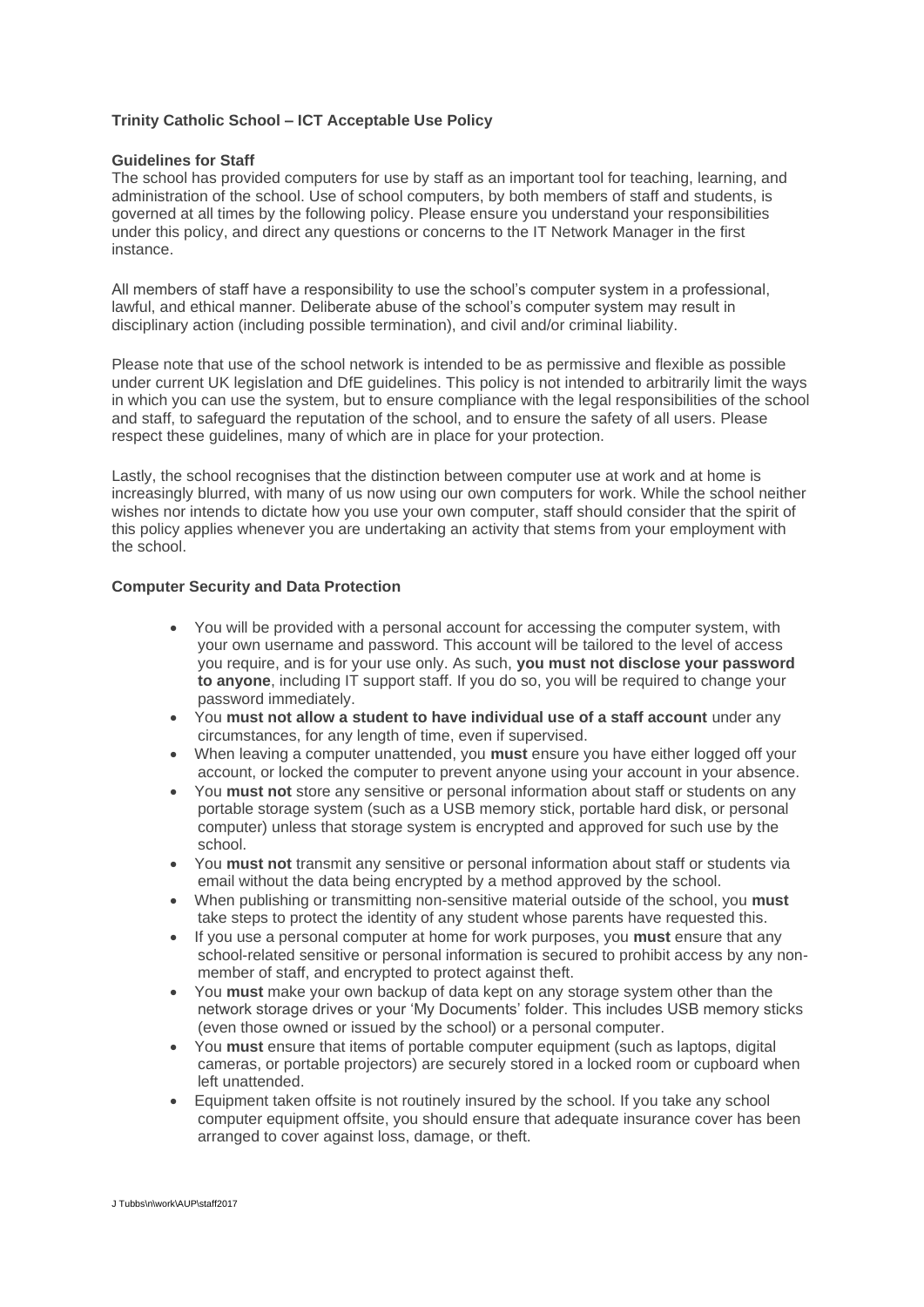# Trinity Catholic School – ICT Acceptable Use Policy

## Guidelines for Staff

The school has provided computers for use by staff as an important tool for teaching, learning, and administration of the school. Use of school computers, by both members of staff and students, is governed at all times by the following policy. Please ensure you understand your responsibilities under this policy, and direct any questions or concerns to the IT Network Manager in the first instance.

All members of staff have a responsibility to use the school's computer system in a professional, lawful, and ethical manner. Deliberate abuse of the school's computer system may result in disciplinary action (including possible termination), and civil and/or criminal liability.

Please note that use of the school network is intended to be as permissive and flexible as possible under current UK legislation and DfE guidelines. This policy is not intended to arbitrarily limit the ways in which you can use the system, but to ensure compliance with the legal responsibilities of the school and staff, to safeguard the reputation of the school, and to ensure the safety of all users. Please respect these guidelines, many of which are in place for your protection.

Lastly, the school recognises that the distinction between computer use at work and at home is increasingly blurred, with many of us now using our own computers for work. While the school neither wishes nor intends to dictate how you use your own computer, staff should consider that the spirit of this policy applies whenever you are undertaking an activity that stems from your employment with the school.

## Computer Security and Data Protection

- You will be provided with a personal account for accessing the computer system, with your own username and password. This account will be tailored to the level of access you require, and is for your use only. As such, **you must not disclose your password to anyone**, including IT support staff. If you do so, you will be required to change your password immediately.
- You **must not allow a student to have individual use of a staff account** under any circumstances, for any length of time, even if supervised.
- When leaving a computer unattended, you **must** ensure you have either logged off your account, or locked the computer to prevent anyone using your account in your absence.
- You **must not** store any sensitive or personal information about staff or students on any portable storage system (such as a USB memory stick, portable hard disk, or personal computer) unless that storage system is encrypted and approved for such use by the school.
- You **must not** transmit any sensitive or personal information about staff or students via email without the data being encrypted by a method approved by the school.
- When publishing or transmitting non-sensitive material outside of the school, you **must** take steps to protect the identity of any student whose parents have requested this.
- If you use a personal computer at home for work purposes, you **must** ensure that any school-related sensitive or personal information is secured to prohibit access by any non-member of staff, and encrypted to protect against theft.
- You **must** make your own backup of data kept on any storage system other than the network storage drives or your 'My Documents' folder. This includes USB memory sticks (even those owned or issued by the school) or a personal computer.
- You **must** ensure that items of portable computer equipment (such as laptops, digital cameras, or portable projectors) are securely stored in a locked room or cupboard when left unattended.
- Equipment taken offsite is not routinely insured by the school. If you take any school computer equipment offsite, you should ensure that adequate insurance cover has been arranged to cover against loss, damage, or theft.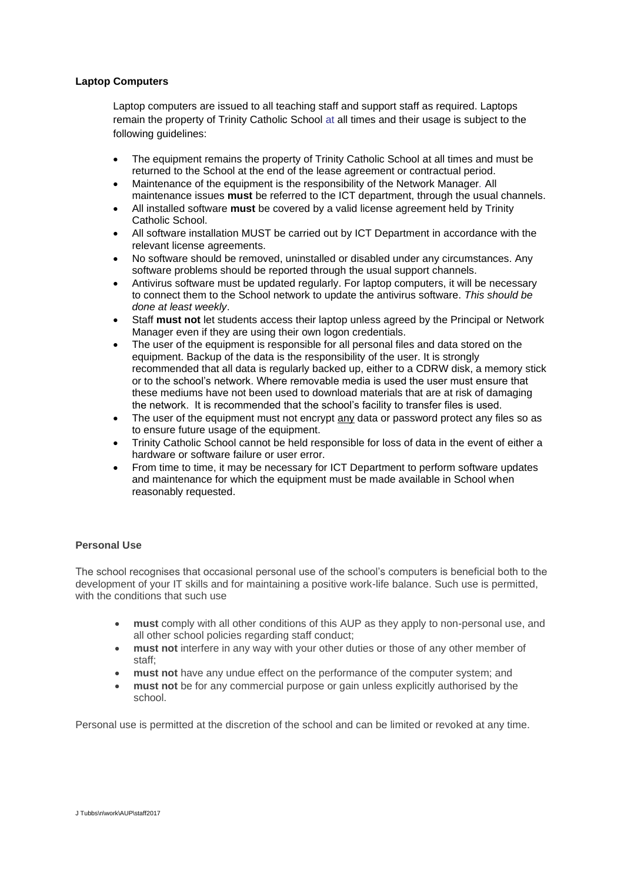**Laptop Computers**

Laptop computers are issued to all teaching staff and support staff as required. Laptops remain the property of Trinity Catholic School at all times and their usage is subject to the following guidelines:

- The equipment remains the property of Trinity Catholic School at all times and must be returned to the School at the end of the lease agreement or contractual period.
- Maintenance of the equipment is the responsibility of the Network Manager. All maintenance issues **must** be referred to the ICT department, through the usual channels.
- All installed software **must** be covered by a valid license agreement held by Trinity Catholic School.
- All software installation MUST be carried out by ICT Department in accordance with the relevant license agreements.
- No software should be removed, uninstalled or disabled under any circumstances. Any software problems should be reported through the usual support channels.
- Antivirus software must be updated regularly. For laptop computers, it will be necessary to connect them to the School network to update the antivirus software. *This should be done at least weekly*.
- Staff **must not** let students access their laptop unless agreed by the Principal or Network Manager even if they are using their own logon credentials.
- The user of the equipment is responsible for all personal files and data stored on the equipment. Backup of the data is the responsibility of the user. It is strongly recommended that all data is regularly backed up, either to a CDRW disk, a memory stick or to the school's network. Where removable media is used the user must ensure that these mediums have not been used to download materials that are at risk of damaging the network. It is recommended that the school's facility to transfer files is used.
- The user of the equipment must not encrypt <u>any</u> data or password protect any files so as to ensure future usage of the equipment.
- Trinity Catholic School cannot be held responsible for loss of data in the event of either a hardware or software failure or user error.
- From time to time, it may be necessary for ICT Department to perform software updates and maintenance for which the equipment must be made available in School when reasonably requested.

**Personal Use**

The school recognises that occasional personal use of the school's computers is beneficial both to the development of your IT skills and for maintaining a positive work-life balance. Such use is permitted, with the conditions that such use

- **must** comply with all other conditions of this AUP as they apply to non-personal use, and all other school policies regarding staff conduct;
- **must not** interfere in any way with your other duties or those of any other member of staff;
- **must not** have any undue effect on the performance of the computer system; and
- **must not** be for any commercial purpose or gain unless explicitly authorised by the school.

Personal use is permitted at the discretion of the school and can be limited or revoked at any time.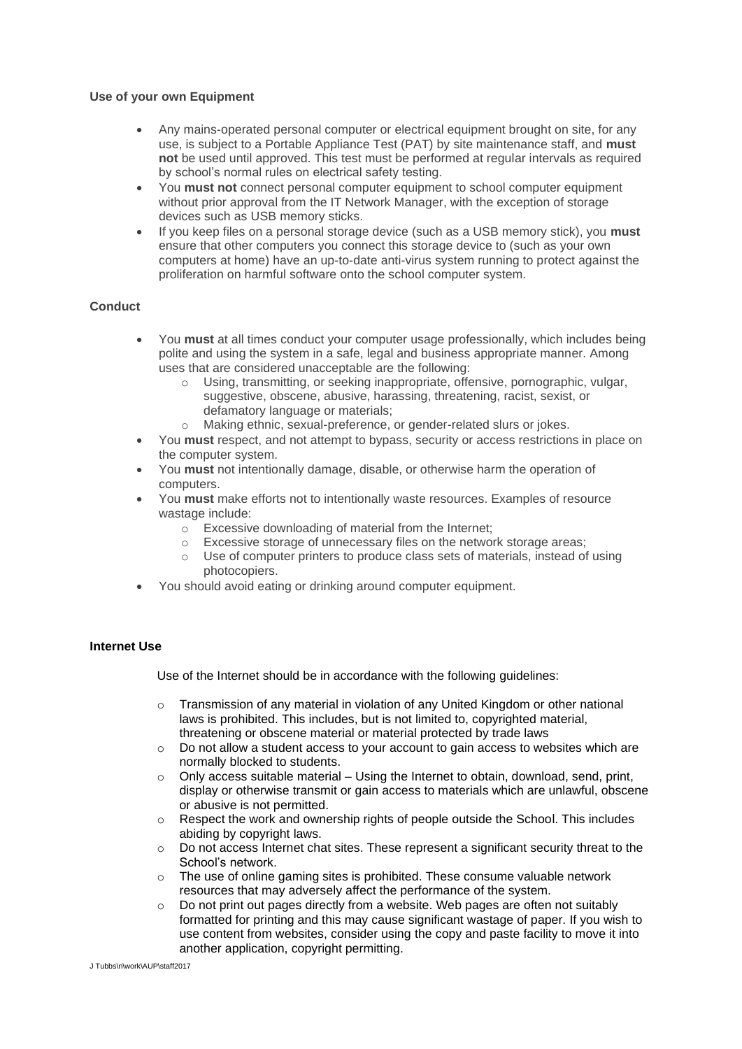**Use of your own Equipment**

- Any mains-operated personal computer or electrical equipment brought on site, for any use, is subject to a Portable Appliance Test (PAT) by site maintenance staff, and **must not** be used until approved. This test must be performed at regular intervals as required by school's normal rules on electrical safety testing.
- You **must not** connect personal computer equipment to school computer equipment without prior approval from the IT Network Manager, with the exception of storage devices such as USB memory sticks.
- If you keep files on a personal storage device (such as a USB memory stick), you **must** ensure that other computers you connect this storage device to (such as your own computers at home) have an up-to-date anti-virus system running to protect against the proliferation on harmful software onto the school computer system.

**Conduct**

- You **must** at all times conduct your computer usage professionally, which includes being polite and using the system in a safe, legal and business appropriate manner. Among uses that are considered unacceptable are the following:
    - Using, transmitting, or seeking inappropriate, offensive, pornographic, vulgar, suggestive, obscene, abusive, harassing, threatening, racist, sexist, or defamatory language or materials;
    - Making ethnic, sexual-preference, or gender-related slurs or jokes.
- You **must** respect, and not attempt to bypass, security or access restrictions in place on the computer system.
- You **must** not intentionally damage, disable, or otherwise harm the operation of computers.
- You **must** make efforts not to intentionally waste resources. Examples of resource wastage include:
    - Excessive downloading of material from the Internet;
    - Excessive storage of unnecessary files on the network storage areas;
    - Use of computer printers to produce class sets of materials, instead of using photocopiers.
- You should avoid eating or drinking around computer equipment.

**Internet Use**

Use of the Internet should be in accordance with the following guidelines:

- Transmission of any material in violation of any United Kingdom or other national laws is prohibited. This includes, but is not limited to, copyrighted material, threatening or obscene material or material protected by trade laws
- Do not allow a student access to your account to gain access to websites which are normally blocked to students.
- Only access suitable material – Using the Internet to obtain, download, send, print, display or otherwise transmit or gain access to materials which are unlawful, obscene or abusive is not permitted.
- Respect the work and ownership rights of people outside the School. This includes abiding by copyright laws.
- Do not access Internet chat sites. These represent a significant security threat to the School's network.
- The use of online gaming sites is prohibited. These consume valuable network resources that may adversely affect the performance of the system.
- Do not print out pages directly from a website. Web pages are often not suitably formatted for printing and this may cause significant wastage of paper. If you wish to use content from websites, consider using the copy and paste facility to move it into another application, copyright permitting.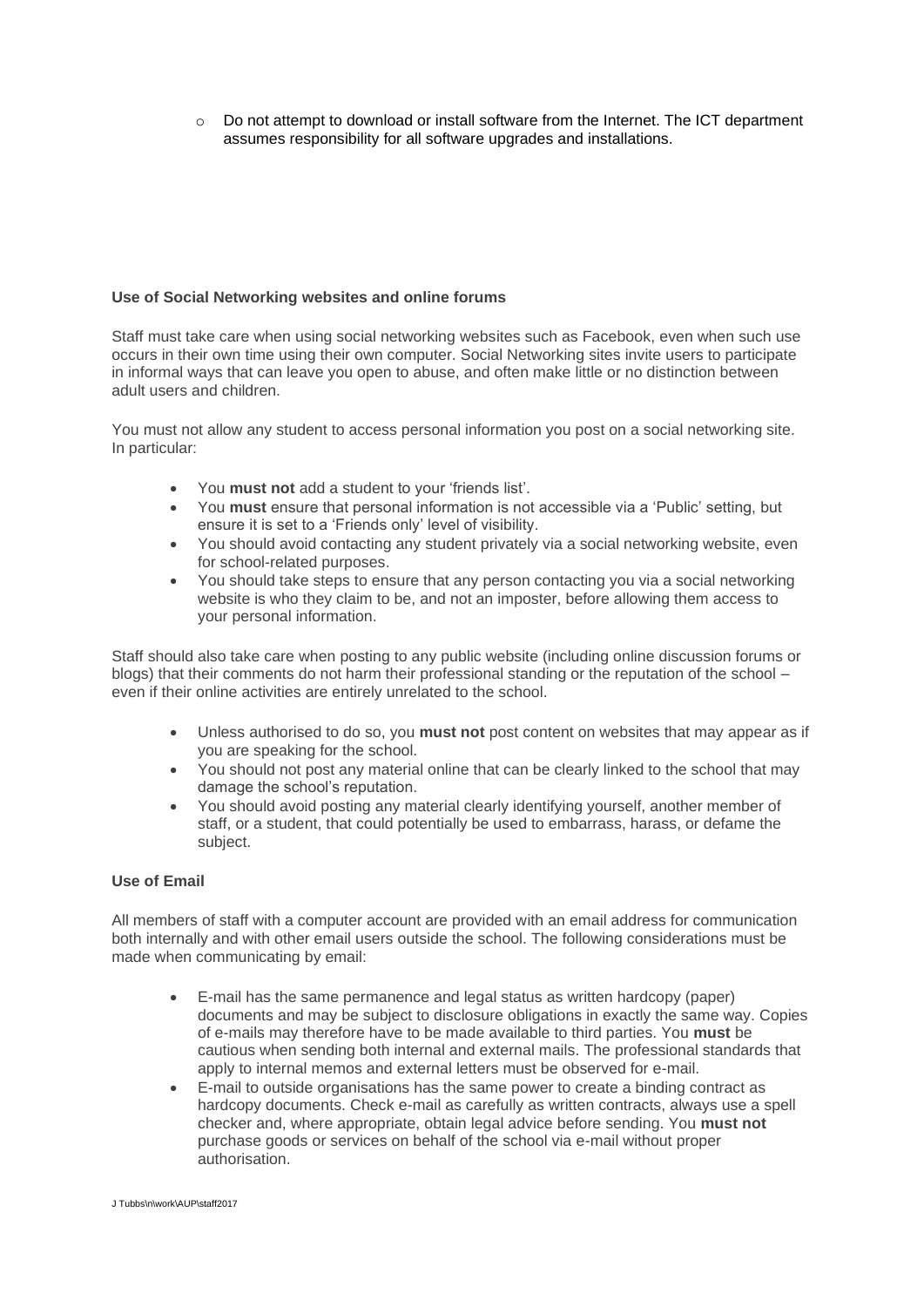- Do not attempt to download or install software from the Internet. The ICT department assumes responsibility for all software upgrades and installations.

**Use of Social Networking websites and online forums**

Staff must take care when using social networking websites such as Facebook, even when such use occurs in their own time using their own computer. Social Networking sites invite users to participate in informal ways that can leave you open to abuse, and often make little or no distinction between adult users and children.

You must not allow any student to access personal information you post on a social networking site. In particular:

- You **must not** add a student to your 'friends list'.
- You **must** ensure that personal information is not accessible via a 'Public' setting, but ensure it is set to a 'Friends only' level of visibility.
- You should avoid contacting any student privately via a social networking website, even for school-related purposes.
- You should take steps to ensure that any person contacting you via a social networking website is who they claim to be, and not an imposter, before allowing them access to your personal information.

Staff should also take care when posting to any public website (including online discussion forums or blogs) that their comments do not harm their professional standing or the reputation of the school – even if their online activities are entirely unrelated to the school.

- Unless authorised to do so, you **must not** post content on websites that may appear as if you are speaking for the school.
- You should not post any material online that can be clearly linked to the school that may damage the school's reputation.
- You should avoid posting any material clearly identifying yourself, another member of staff, or a student, that could potentially be used to embarrass, harass, or defame the subject.

**Use of Email**

All members of staff with a computer account are provided with an email address for communication both internally and with other email users outside the school. The following considerations must be made when communicating by email:

- E-mail has the same permanence and legal status as written hardcopy (paper) documents and may be subject to disclosure obligations in exactly the same way. Copies of e-mails may therefore have to be made available to third parties. You **must** be cautious when sending both internal and external mails. The professional standards that apply to internal memos and external letters must be observed for e-mail.
- E-mail to outside organisations has the same power to create a binding contract as hardcopy documents. Check e-mail as carefully as written contracts, always use a spell checker and, where appropriate, obtain legal advice before sending. You **must not** purchase goods or services on behalf of the school via e-mail without proper authorisation.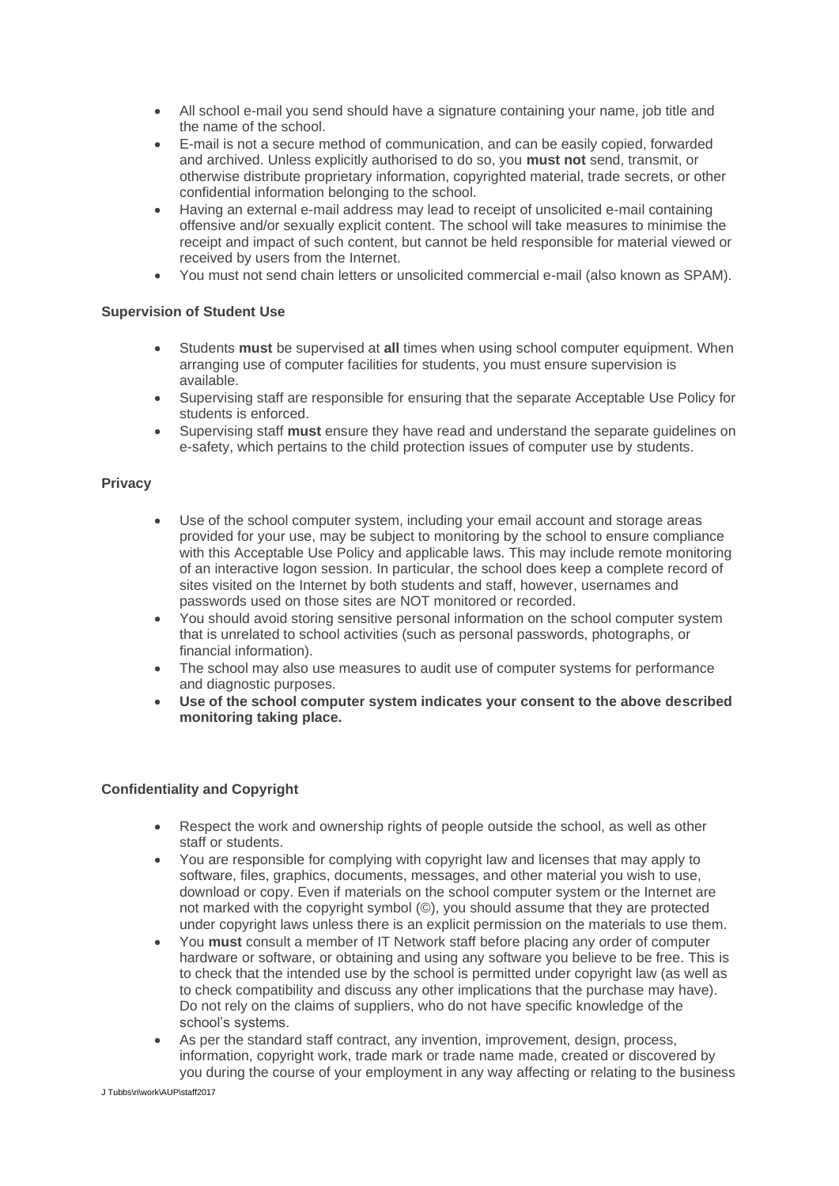- All school e-mail you send should have a signature containing your name, job title and the name of the school.
- E-mail is not a secure method of communication, and can be easily copied, forwarded and archived. Unless explicitly authorised to do so, you **must not** send, transmit, or otherwise distribute proprietary information, copyrighted material, trade secrets, or other confidential information belonging to the school.
- Having an external e-mail address may lead to receipt of unsolicited e-mail containing offensive and/or sexually explicit content. The school will take measures to minimise the receipt and impact of such content, but cannot be held responsible for material viewed or received by users from the Internet.
- You must not send chain letters or unsolicited commercial e-mail (also known as SPAM).

**Supervision of Student Use**

- Students **must** be supervised at **all** times when using school computer equipment. When arranging use of computer facilities for students, you must ensure supervision is available.
- Supervising staff are responsible for ensuring that the separate Acceptable Use Policy for students is enforced.
- Supervising staff **must** ensure they have read and understand the separate guidelines on e-safety, which pertains to the child protection issues of computer use by students.

**Privacy**

- Use of the school computer system, including your email account and storage areas provided for your use, may be subject to monitoring by the school to ensure compliance with this Acceptable Use Policy and applicable laws. This may include remote monitoring of an interactive logon session. In particular, the school does keep a complete record of sites visited on the Internet by both students and staff, however, usernames and passwords used on those sites are NOT monitored or recorded.
- You should avoid storing sensitive personal information on the school computer system that is unrelated to school activities (such as personal passwords, photographs, or financial information).
- The school may also use measures to audit use of computer systems for performance and diagnostic purposes.
- **Use of the school computer system indicates your consent to the above described monitoring taking place.**

**Confidentiality and Copyright**

- Respect the work and ownership rights of people outside the school, as well as other staff or students.
- You are responsible for complying with copyright law and licenses that may apply to software, files, graphics, documents, messages, and other material you wish to use, download or copy. Even if materials on the school computer system or the Internet are not marked with the copyright symbol (©), you should assume that they are protected under copyright laws unless there is an explicit permission on the materials to use them.
- You **must** consult a member of IT Network staff before placing any order of computer hardware or software, or obtaining and using any software you believe to be free. This is to check that the intended use by the school is permitted under copyright law (as well as to check compatibility and discuss any other implications that the purchase may have). Do not rely on the claims of suppliers, who do not have specific knowledge of the school's systems.
- As per the standard staff contract, any invention, improvement, design, process, information, copyright work, trade mark or trade name made, created or discovered by you during the course of your employment in any way affecting or relating to the business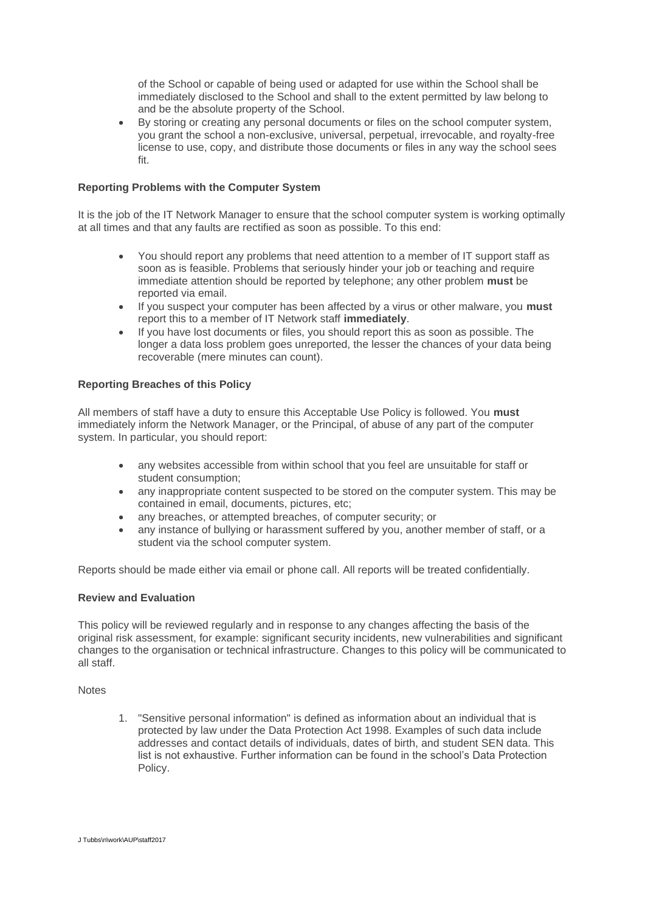of the School or capable of being used or adapted for use within the School shall be immediately disclosed to the School and shall to the extent permitted by law belong to and be the absolute property of the School.

- By storing or creating any personal documents or files on the school computer system, you grant the school a non-exclusive, universal, perpetual, irrevocable, and royalty-free license to use, copy, and distribute those documents or files in any way the school sees fit.

**Reporting Problems with the Computer System**

It is the job of the IT Network Manager to ensure that the school computer system is working optimally at all times and that any faults are rectified as soon as possible. To this end:

- You should report any problems that need attention to a member of IT support staff as soon as is feasible. Problems that seriously hinder your job or teaching and require immediate attention should be reported by telephone; any other problem **must** be reported via email.
- If you suspect your computer has been affected by a virus or other malware, you **must** report this to a member of IT Network staff **immediately**.
- If you have lost documents or files, you should report this as soon as possible. The longer a data loss problem goes unreported, the lesser the chances of your data being recoverable (mere minutes can count).

**Reporting Breaches of this Policy**

All members of staff have a duty to ensure this Acceptable Use Policy is followed. You **must** immediately inform the Network Manager, or the Principal, of abuse of any part of the computer system. In particular, you should report:

- any websites accessible from within school that you feel are unsuitable for staff or student consumption;
- any inappropriate content suspected to be stored on the computer system. This may be contained in email, documents, pictures, etc;
- any breaches, or attempted breaches, of computer security; or
- any instance of bullying or harassment suffered by you, another member of staff, or a student via the school computer system.

Reports should be made either via email or phone call. All reports will be treated confidentially.

**Review and Evaluation**

This policy will be reviewed regularly and in response to any changes affecting the basis of the original risk assessment, for example: significant security incidents, new vulnerabilities and significant changes to the organisation or technical infrastructure. Changes to this policy will be communicated to all staff.

Notes

1. "Sensitive personal information" is defined as information about an individual that is protected by law under the Data Protection Act 1998. Examples of such data include addresses and contact details of individuals, dates of birth, and student SEN data. This list is not exhaustive. Further information can be found in the school's Data Protection Policy.

J Tubbs\n\work\AUP\staff2017